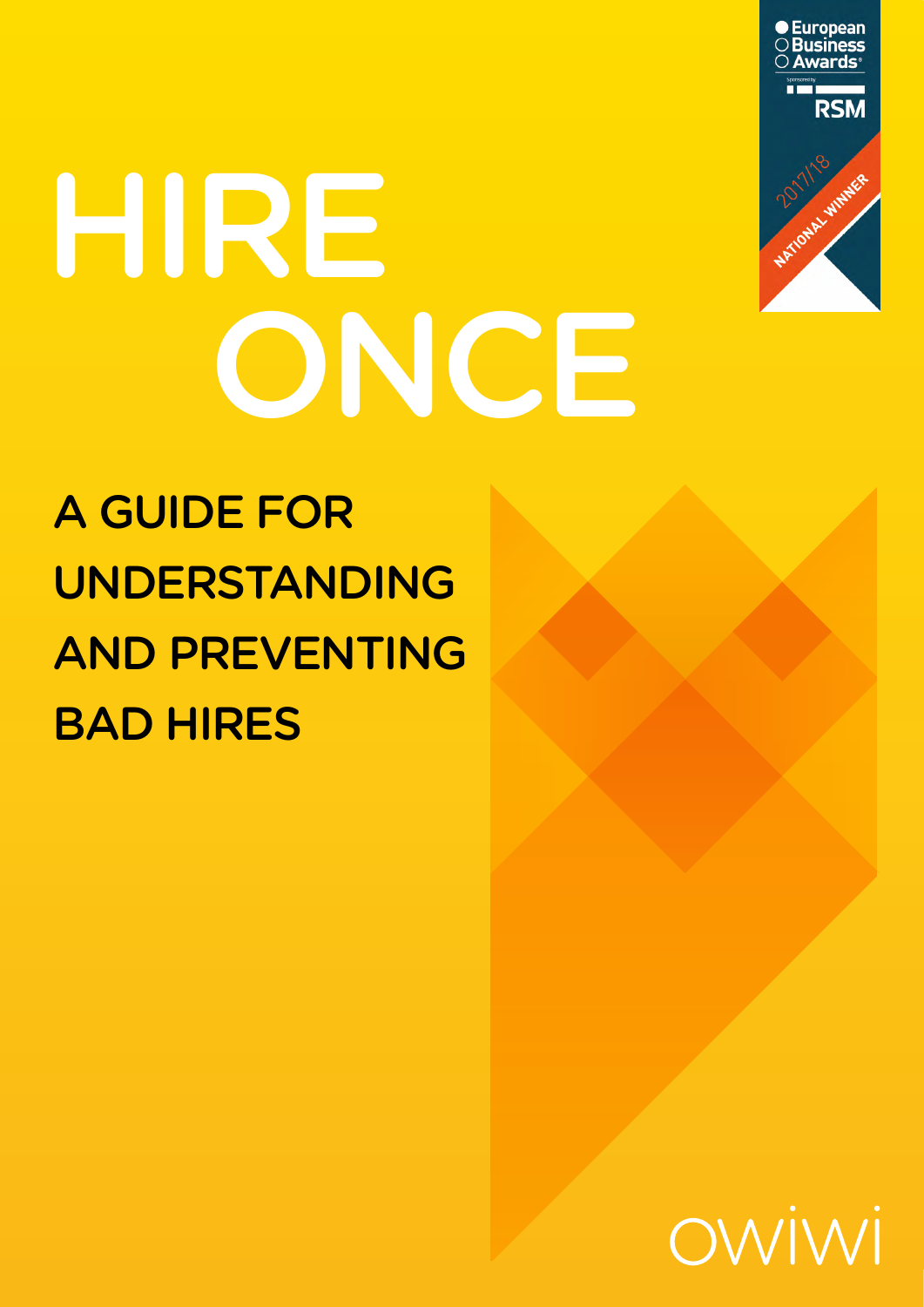European Business Awards

Sponsored by RSM

2017/18 NATIONAL WINNER

# HIRE ONCE

## A GUIDE FOR UNDERSTANDING AND PREVENTING BAD HIRES

OWIWI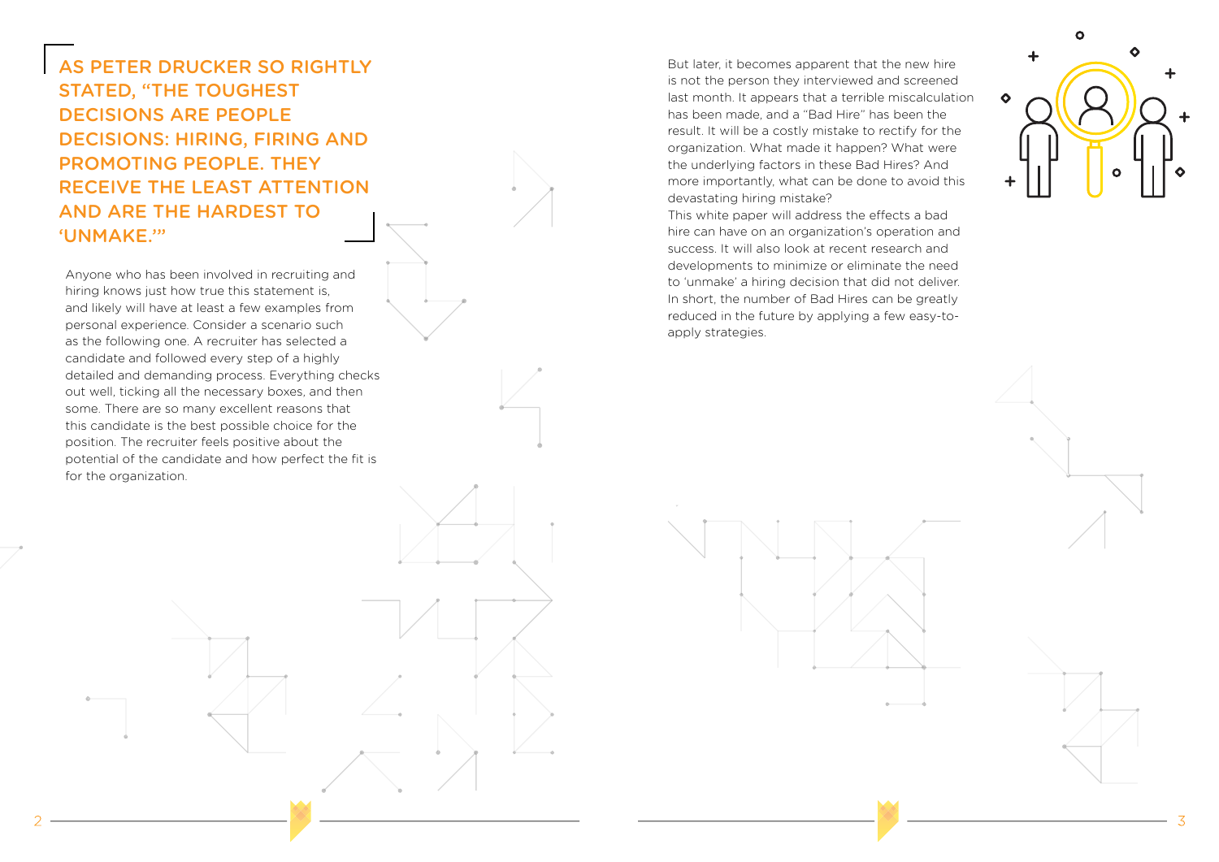## AS PETER DRUCKER SO RIGHTLY STATED, "THE TOUGHEST DECISIONS ARE PEOPLE DECISIONS: HIRING, FIRING AND PROMOTING PEOPLE. THEY RECEIVE THE LEAST ATTENTION AND ARE THE HARDEST TO 'UNMAKE.'"

Anyone who has been involved in recruiting and hiring knows just how true this statement is, and likely will have at least a few examples from personal experience. Consider a scenario such as the following one. A recruiter has selected a candidate and followed every step of a highly detailed and demanding process. Everything checks out well, ticking all the necessary boxes, and then some. There are so many excellent reasons that this candidate is the best possible choice for the position. The recruiter feels positive about the potential of the candidate and how perfect the fit is for the organization.

But later, it becomes apparent that the new hire is not the person they interviewed and screened last month. It appears that a terrible miscalculation has been made, and a "Bad Hire" has been the result. It will be a costly mistake to rectify for the organization. What made it happen? What were the underlying factors in these Bad Hires? And more importantly, what can be done to avoid this devastating hiring mistake?

This white paper will address the effects a bad hire can have on an organization's operation and success. It will also look at recent research and developments to minimize or eliminate the need to 'unmake' a hiring decision that did not deliver. In short, the number of Bad Hires can be greatly reduced in the future by applying a few easy-to-apply strategies.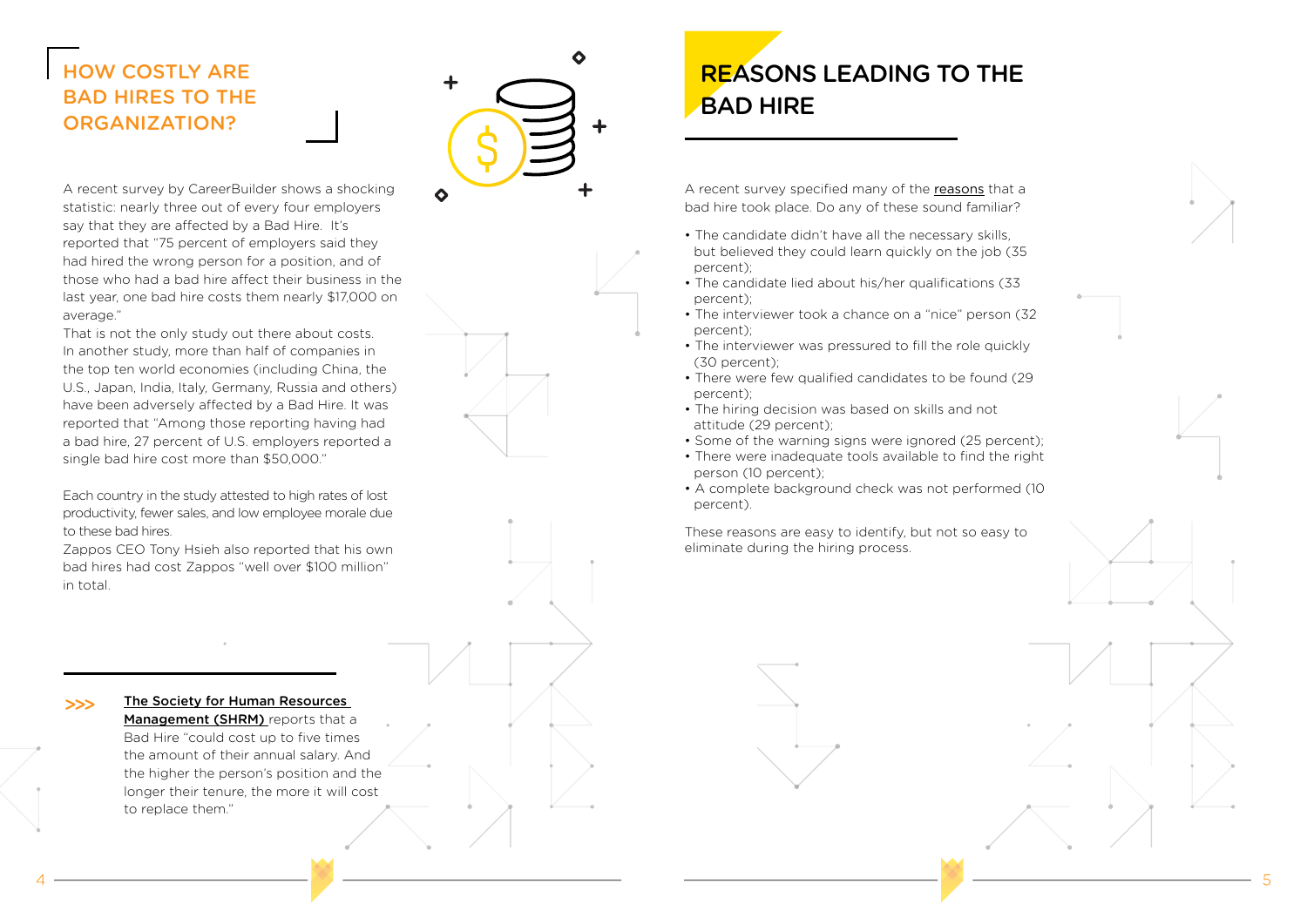## HOW COSTLY ARE BAD HIRES TO THE ORGANIZATION?

A recent survey by CareerBuilder shows a shocking statistic: nearly three out of every four employers say that they are affected by a Bad Hire. It's reported that "75 percent of employers said they had hired the wrong person for a position, and of those who had a bad hire affect their business in the last year, one bad hire costs them nearly $17,000 on average."

That is not the only study out there about costs. In another study, more than half of companies in the top ten world economies (including China, the U.S., Japan, India, Italy, Germany, Russia and others) have been adversely affected by a Bad Hire. It was reported that "Among those reporting having had a bad hire, 27 percent of U.S. employers reported a single bad hire cost more than $50,000."

Each country in the study attested to high rates of lost productivity, fewer sales, and low employee morale due to these bad hires.

Zappos CEO Tony Hsieh also reported that his own bad hires had cost Zappos "well over $100 million" in total.

>>> The Society for Human Resources Management (SHRM) reports that a Bad Hire "could cost up to five times the amount of their annual salary. And the higher the person's position and the longer their tenure, the more it will cost to replace them."

## REASONS LEADING TO THE BAD HIRE

A recent survey specified many of the reasons that a bad hire took place. Do any of these sound familiar?

- The candidate didn't have all the necessary skills, but believed they could learn quickly on the job (35 percent);
- The candidate lied about his/her qualifications (33 percent);
- The interviewer took a chance on a "nice" person (32 percent);
- The interviewer was pressured to fill the role quickly (30 percent);
- There were few qualified candidates to be found (29 percent);
- The hiring decision was based on skills and not attitude (29 percent);
- Some of the warning signs were ignored (25 percent);
- There were inadequate tools available to find the right person (10 percent);
- A complete background check was not performed (10 percent).

These reasons are easy to identify, but not so easy to eliminate during the hiring process.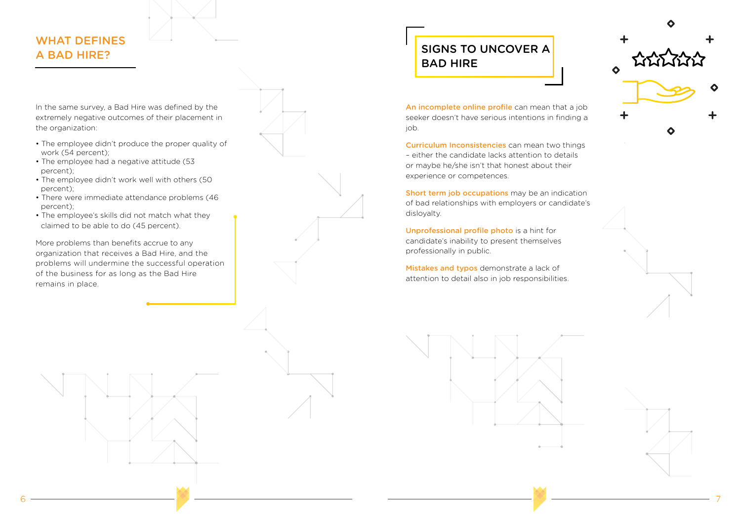## WHAT DEFINES A BAD HIRE?

In the same survey, a Bad Hire was defined by the extremely negative outcomes of their placement in the organization:

- The employee didn't produce the proper quality of work (54 percent);
- The employee had a negative attitude (53 percent);
- The employee didn't work well with others (50 percent);
- There were immediate attendance problems (46 percent);
- The employee's skills did not match what they claimed to be able to do (45 percent).

More problems than benefits accrue to any organization that receives a Bad Hire, and the problems will undermine the successful operation of the business for as long as the Bad Hire remains in place.

## SIGNS TO UNCOVER A BAD HIRE

**An incomplete online profile** can mean that a job seeker doesn't have serious intentions in finding a job.

**Curriculum Inconsistencies** can mean two things – either the candidate lacks attention to details or maybe he/she isn't that honest about their experience or competences.

**Short term job occupations** may be an indication of bad relationships with employers or candidate's disloyalty.

**Unprofessional profile photo** is a hint for candidate's inability to present themselves professionally in public.

**Mistakes and typos** demonstrate a lack of attention to detail also in job responsibilities.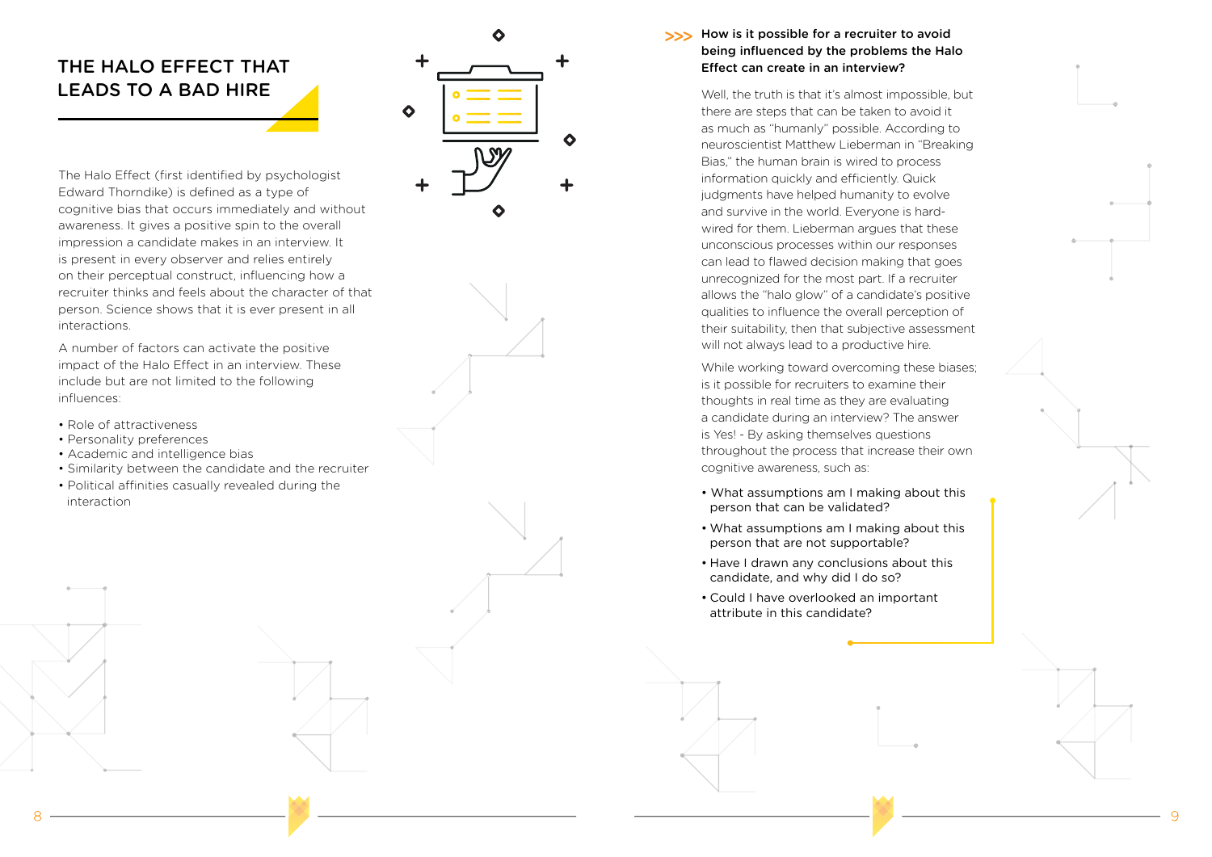# THE HALO EFFECT THAT LEADS TO A BAD HIRE

The Halo Effect (first identified by psychologist Edward Thorndike) is defined as a type of cognitive bias that occurs immediately and without awareness. It gives a positive spin to the overall impression a candidate makes in an interview. It is present in every observer and relies entirely on their perceptual construct, influencing how a recruiter thinks and feels about the character of that person. Science shows that it is ever present in all interactions.

A number of factors can activate the positive impact of the Halo Effect in an interview. These include but are not limited to the following influences:

- Role of attractiveness
- Personality preferences
- Academic and intelligence bias
- Similarity between the candidate and the recruiter
- Political affinities casually revealed during the interaction

**>>> How is it possible for a recruiter to avoid being influenced by the problems the Halo Effect can create in an interview?**

Well, the truth is that it's almost impossible, but there are steps that can be taken to avoid it as much as "humanly" possible. According to neuroscientist Matthew Lieberman in "Breaking Bias," the human brain is wired to process information quickly and efficiently. Quick judgments have helped humanity to evolve and survive in the world. Everyone is hard-wired for them. Lieberman argues that these unconscious processes within our responses can lead to flawed decision making that goes unrecognized for the most part. If a recruiter allows the "halo glow" of a candidate's positive qualities to influence the overall perception of their suitability, then that subjective assessment will not always lead to a productive hire.

While working toward overcoming these biases; is it possible for recruiters to examine their thoughts in real time as they are evaluating a candidate during an interview? The answer is Yes! - By asking themselves questions throughout the process that increase their own cognitive awareness, such as:

- What assumptions am I making about this person that can be validated?
- What assumptions am I making about this person that are not supportable?
- Have I drawn any conclusions about this candidate, and why did I do so?
- Could I have overlooked an important attribute in this candidate?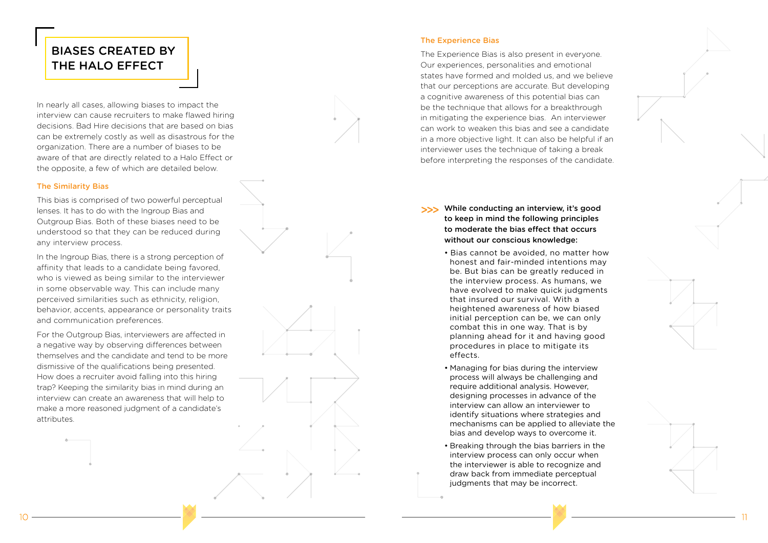# BIASES CREATED BY THE HALO EFFECT

In nearly all cases, allowing biases to impact the interview can cause recruiters to make flawed hiring decisions. Bad Hire decisions that are based on bias can be extremely costly as well as disastrous for the organization. There are a number of biases to be aware of that are directly related to a Halo Effect or the opposite, a few of which are detailed below.

### The Similarity Bias

This bias is comprised of two powerful perceptual lenses. It has to do with the Ingroup Bias and Outgroup Bias. Both of these biases need to be understood so that they can be reduced during any interview process.

In the Ingroup Bias, there is a strong perception of affinity that leads to a candidate being favored, who is viewed as being similar to the interviewer in some observable way. This can include many perceived similarities such as ethnicity, religion, behavior, accents, appearance or personality traits and communication preferences.

For the Outgroup Bias, interviewers are affected in a negative way by observing differences between themselves and the candidate and tend to be more dismissive of the qualifications being presented. How does a recruiter avoid falling into this hiring trap? Keeping the similarity bias in mind during an interview can create an awareness that will help to make a more reasoned judgment of a candidate's attributes.

### The Experience Bias

The Experience Bias is also present in everyone. Our experiences, personalities and emotional states have formed and molded us, and we believe that our perceptions are accurate. But developing a cognitive awareness of this potential bias can be the technique that allows for a breakthrough in mitigating the experience bias. An interviewer can work to weaken this bias and see a candidate in a more objective light. It can also be helpful if an interviewer uses the technique of taking a break before interpreting the responses of the candidate.

>>> **While conducting an interview, it's good to keep in mind the following principles to moderate the bias effect that occurs without our conscious knowledge:**

- Bias cannot be avoided, no matter how honest and fair-minded intentions may be. But bias can be greatly reduced in the interview process. As humans, we have evolved to make quick judgments that insured our survival. With a heightened awareness of how biased initial perception can be, we can only combat this in one way. That is by planning ahead for it and having good procedures in place to mitigate its effects.
- Managing for bias during the interview process will always be challenging and require additional analysis. However, designing processes in advance of the interview can allow an interviewer to identify situations where strategies and mechanisms can be applied to alleviate the bias and develop ways to overcome it.
- Breaking through the bias barriers in the interview process can only occur when the interviewer is able to recognize and draw back from immediate perceptual judgments that may be incorrect.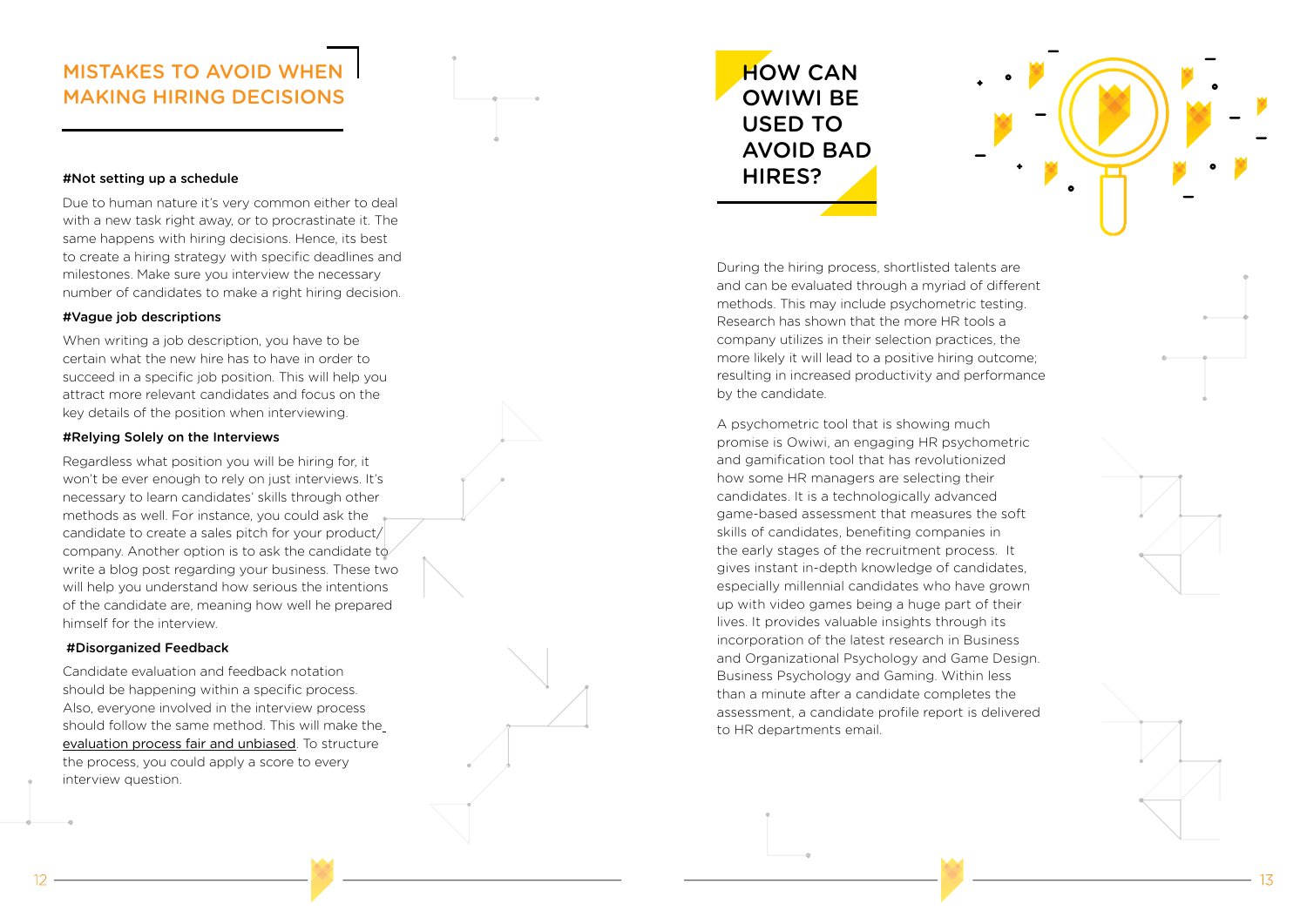## MISTAKES TO AVOID WHEN MAKING HIRING DECISIONS

**#Not setting up a schedule**

Due to human nature it's very common either to deal with a new task right away, or to procrastinate it. The same happens with hiring decisions. Hence, its best to create a hiring strategy with specific deadlines and milestones. Make sure you interview the necessary number of candidates to make a right hiring decision.

**#Vague job descriptions**

When writing a job description, you have to be certain what the new hire has to have in order to succeed in a specific job position. This will help you attract more relevant candidates and focus on the key details of the position when interviewing.

**#Relying Solely on the Interviews**

Regardless what position you will be hiring for, it won't be ever enough to rely on just interviews. It's necessary to learn candidates' skills through other methods as well. For instance, you could ask the candidate to create a sales pitch for your product/company. Another option is to ask the candidate to write a blog post regarding your business. These two will help you understand how serious the intentions of the candidate are, meaning how well he prepared himself for the interview.

**#Disorganized Feedback**

Candidate evaluation and feedback notation should be happening within a specific process. Also, everyone involved in the interview process should follow the same method. This will make the evaluation process fair and unbiased. To structure the process, you could apply a score to every interview question.

## HOW CAN OWIWI BE USED TO AVOID BAD HIRES?

During the hiring process, shortlisted talents are and can be evaluated through a myriad of different methods. This may include psychometric testing. Research has shown that the more HR tools a company utilizes in their selection practices, the more likely it will lead to a positive hiring outcome; resulting in increased productivity and performance by the candidate.

A psychometric tool that is showing much promise is Owiwi, an engaging HR psychometric and gamification tool that has revolutionized how some HR managers are selecting their candidates. It is a technologically advanced game-based assessment that measures the soft skills of candidates, benefiting companies in the early stages of the recruitment process. It gives instant in-depth knowledge of candidates, especially millennial candidates who have grown up with video games being a huge part of their lives. It provides valuable insights through its incorporation of the latest research in Business and Organizational Psychology and Game Design. Business Psychology and Gaming. Within less than a minute after a candidate completes the assessment, a candidate profile report is delivered to HR departments email.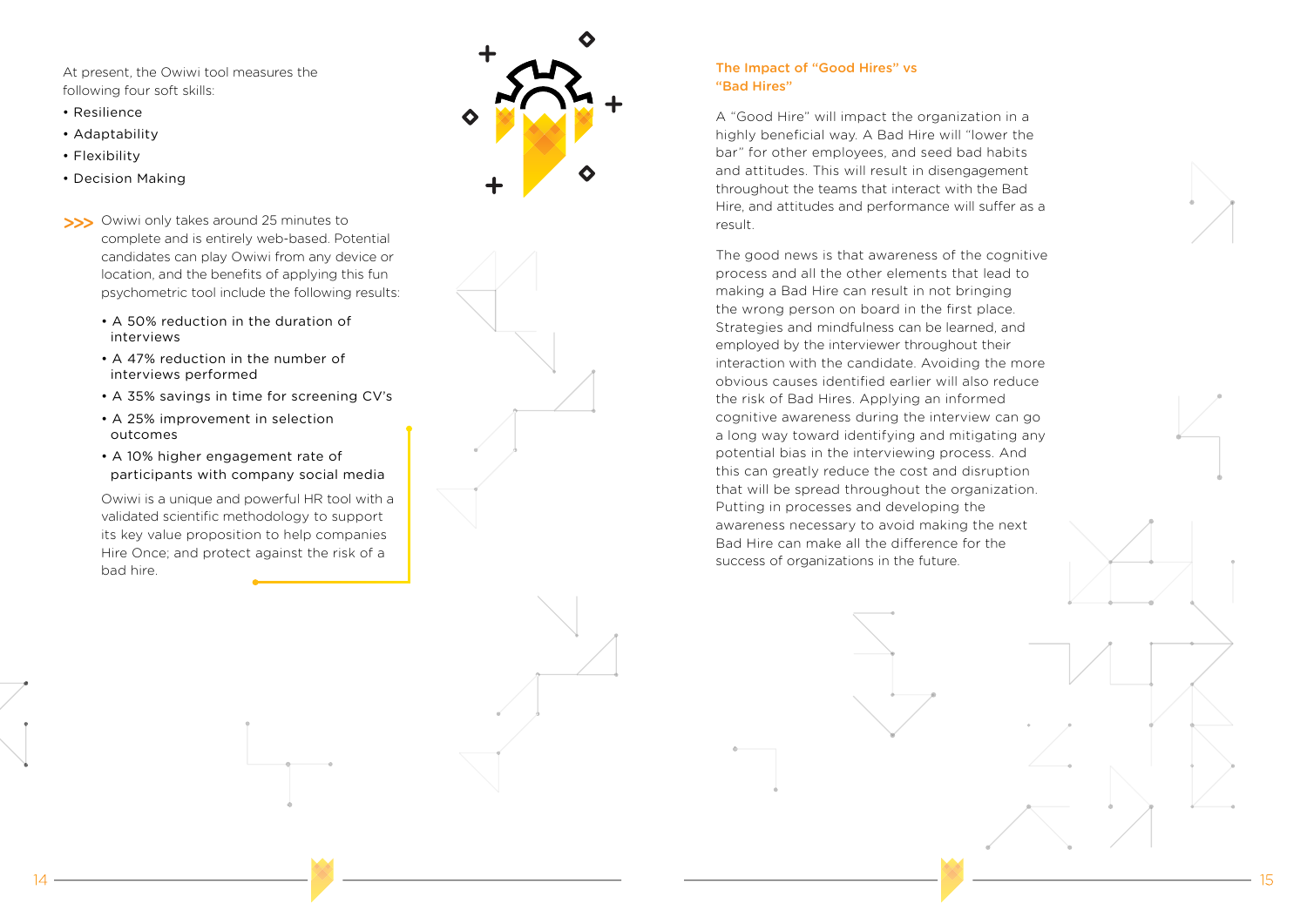At present, the Owiwi tool measures the following four soft skills:

- Resilience
- Adaptability
- Flexibility
- Decision Making

>>> Owiwi only takes around 25 minutes to complete and is entirely web-based. Potential candidates can play Owiwi from any device or location, and the benefits of applying this fun psychometric tool include the following results:

- A 50% reduction in the duration of interviews
- A 47% reduction in the number of interviews performed
- A 35% savings in time for screening CV's
- A 25% improvement in selection outcomes
- A 10% higher engagement rate of participants with company social media

Owiwi is a unique and powerful HR tool with a validated scientific methodology to support its key value proposition to help companies Hire Once; and protect against the risk of a bad hire.

### The Impact of "Good Hires" vs "Bad Hires"

A "Good Hire" will impact the organization in a highly beneficial way. A Bad Hire will "lower the bar" for other employees, and seed bad habits and attitudes. This will result in disengagement throughout the teams that interact with the Bad Hire, and attitudes and performance will suffer as a result.

The good news is that awareness of the cognitive process and all the other elements that lead to making a Bad Hire can result in not bringing the wrong person on board in the first place. Strategies and mindfulness can be learned, and employed by the interviewer throughout their interaction with the candidate. Avoiding the more obvious causes identified earlier will also reduce the risk of Bad Hires. Applying an informed cognitive awareness during the interview can go a long way toward identifying and mitigating any potential bias in the interviewing process. And this can greatly reduce the cost and disruption that will be spread throughout the organization. Putting in processes and developing the awareness necessary to avoid making the next Bad Hire can make all the difference for the success of organizations in the future.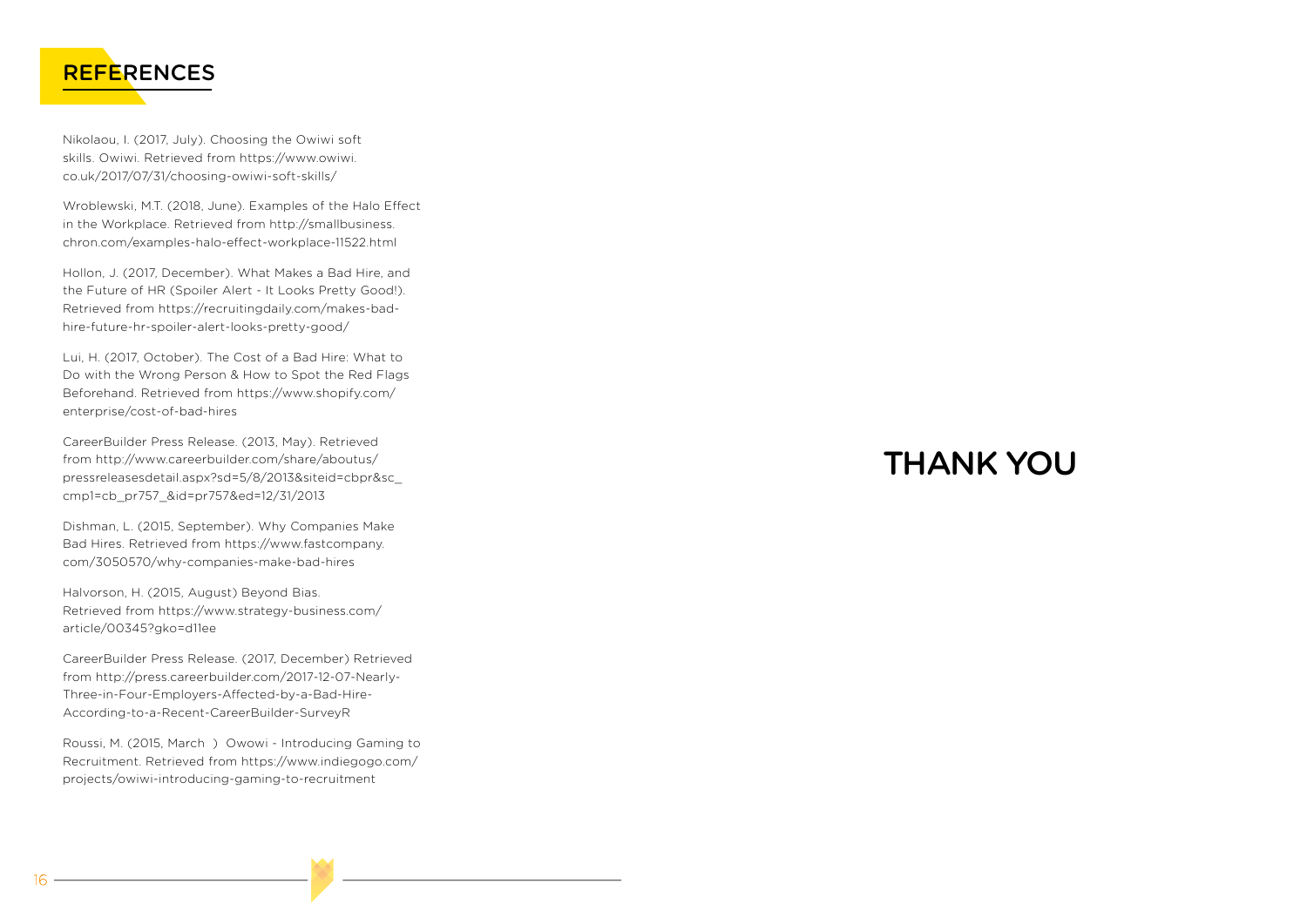# REFERENCES

Nikolaou, I. (2017, July). Choosing the Owiwi soft skills. Owiwi. Retrieved from https://www.owiwi.co.uk/2017/07/31/choosing-owiwi-soft-skills/

Wroblewski, M.T. (2018, June). Examples of the Halo Effect in the Workplace. Retrieved from http://smallbusiness.chron.com/examples-halo-effect-workplace-11522.html

Hollon, J. (2017, December). What Makes a Bad Hire, and the Future of HR (Spoiler Alert - It Looks Pretty Good!). Retrieved from https://recruitingdaily.com/makes-bad-hire-future-hr-spoiler-alert-looks-pretty-good/

Lui, H. (2017, October). The Cost of a Bad Hire: What to Do with the Wrong Person & How to Spot the Red Flags Beforehand. Retrieved from https://www.shopify.com/enterprise/cost-of-bad-hires

CareerBuilder Press Release. (2013, May). Retrieved from http://www.careerbuilder.com/share/aboutus/pressreleasesdetail.aspx?sd=5/8/2013&siteid=cbpr&sc_cmp1=cb_pr757_&id=pr757&ed=12/31/2013

Dishman, L. (2015, September). Why Companies Make Bad Hires. Retrieved from https://www.fastcompany.com/3050570/why-companies-make-bad-hires

Halvorson, H. (2015, August) Beyond Bias. Retrieved from https://www.strategy-business.com/article/00345?gko=d11ee

CareerBuilder Press Release. (2017, December) Retrieved from http://press.careerbuilder.com/2017-12-07-Nearly-Three-in-Four-Employers-Affected-by-a-Bad-Hire-According-to-a-Recent-CareerBuilder-SurveyR

Roussi, M. (2015, March ) Owowi - Introducing Gaming to Recruitment. Retrieved from https://www.indiegogo.com/projects/owiwi-introducing-gaming-to-recruitment

# THANK YOU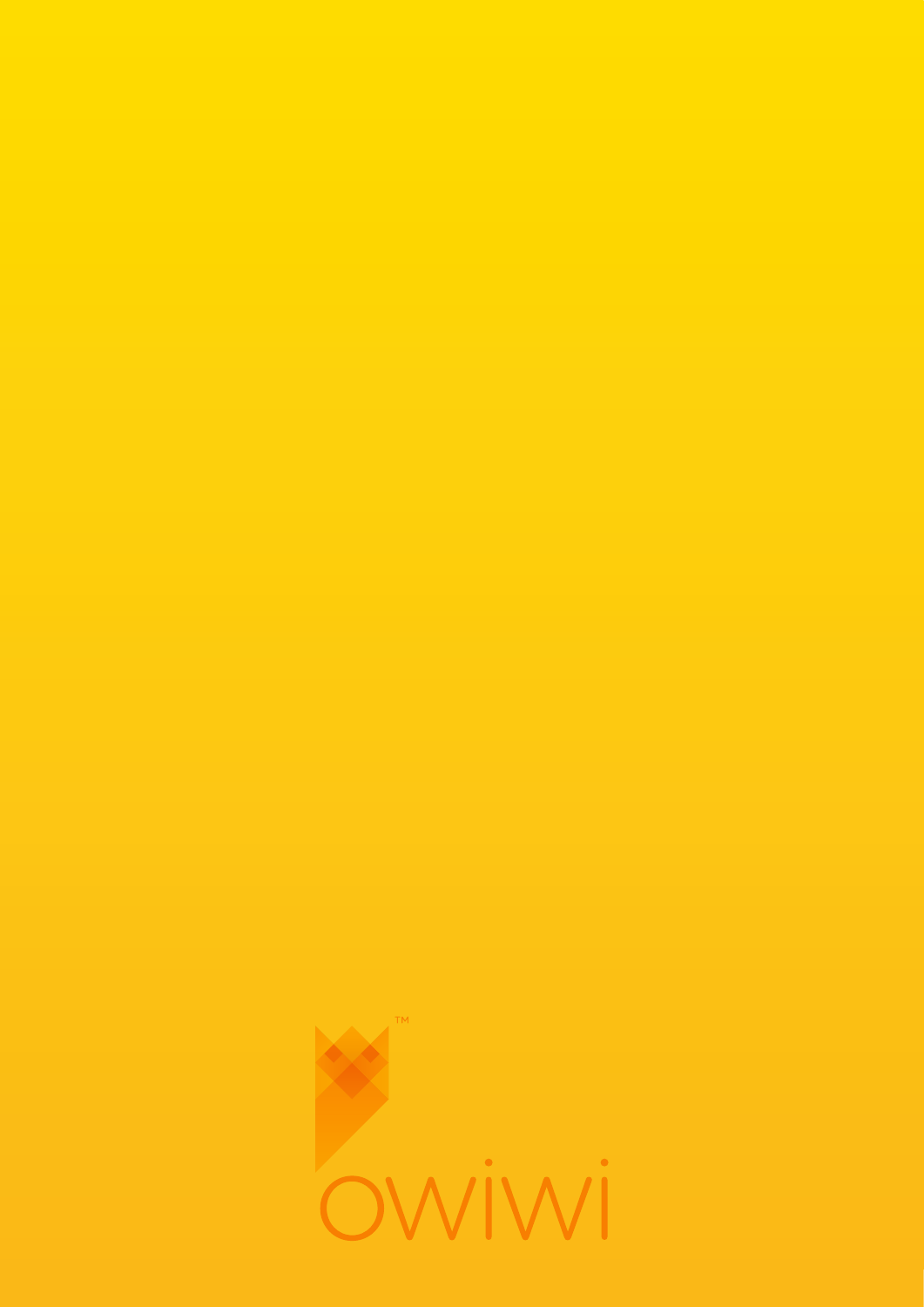owiwi™